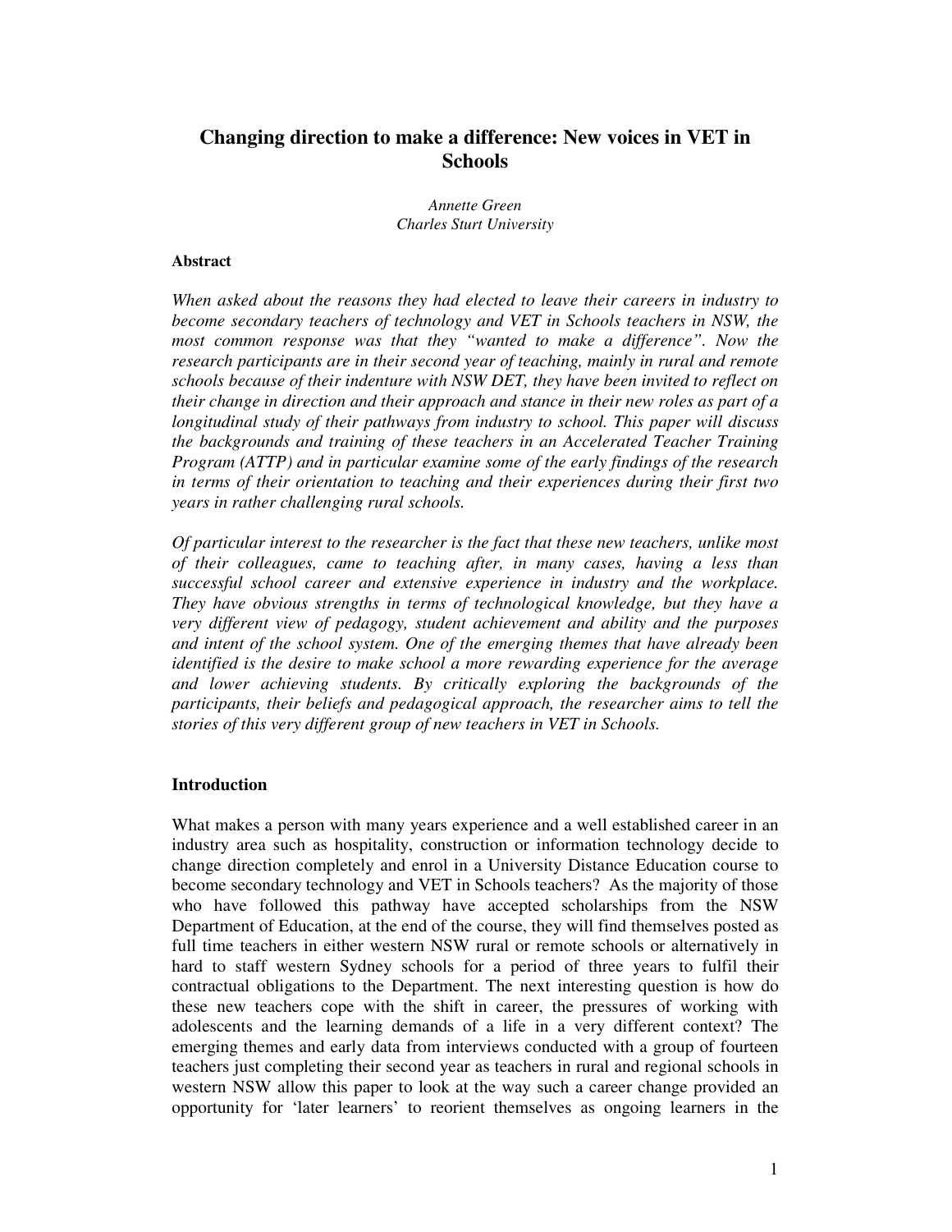# Changing direction to make a difference: New voices in VET in Schools

*Annette Green*
*Charles Sturt University*

### Abstract

*When asked about the reasons they had elected to leave their careers in industry to become secondary teachers of technology and VET in Schools teachers in NSW, the most common response was that they "wanted to make a difference". Now the research participants are in their second year of teaching, mainly in rural and remote schools because of their indenture with NSW DET, they have been invited to reflect on their change in direction and their approach and stance in their new roles as part of a longitudinal study of their pathways from industry to school. This paper will discuss the backgrounds and training of these teachers in an Accelerated Teacher Training Program (ATTP) and in particular examine some of the early findings of the research in terms of their orientation to teaching and their experiences during their first two years in rather challenging rural schools.*

*Of particular interest to the researcher is the fact that these new teachers, unlike most of their colleagues, came to teaching after, in many cases, having a less than successful school career and extensive experience in industry and the workplace. They have obvious strengths in terms of technological knowledge, but they have a very different view of pedagogy, student achievement and ability and the purposes and intent of the school system. One of the emerging themes that have already been identified is the desire to make school a more rewarding experience for the average and lower achieving students. By critically exploring the backgrounds of the participants, their beliefs and pedagogical approach, the researcher aims to tell the stories of this very different group of new teachers in VET in Schools.*

### Introduction

What makes a person with many years experience and a well established career in an industry area such as hospitality, construction or information technology decide to change direction completely and enrol in a University Distance Education course to become secondary technology and VET in Schools teachers? As the majority of those who have followed this pathway have accepted scholarships from the NSW Department of Education, at the end of the course, they will find themselves posted as full time teachers in either western NSW rural or remote schools or alternatively in hard to staff western Sydney schools for a period of three years to fulfil their contractual obligations to the Department. The next interesting question is how do these new teachers cope with the shift in career, the pressures of working with adolescents and the learning demands of a life in a very different context? The emerging themes and early data from interviews conducted with a group of fourteen teachers just completing their second year as teachers in rural and regional schools in western NSW allow this paper to look at the way such a career change provided an opportunity for 'later learners' to reorient themselves as ongoing learners in the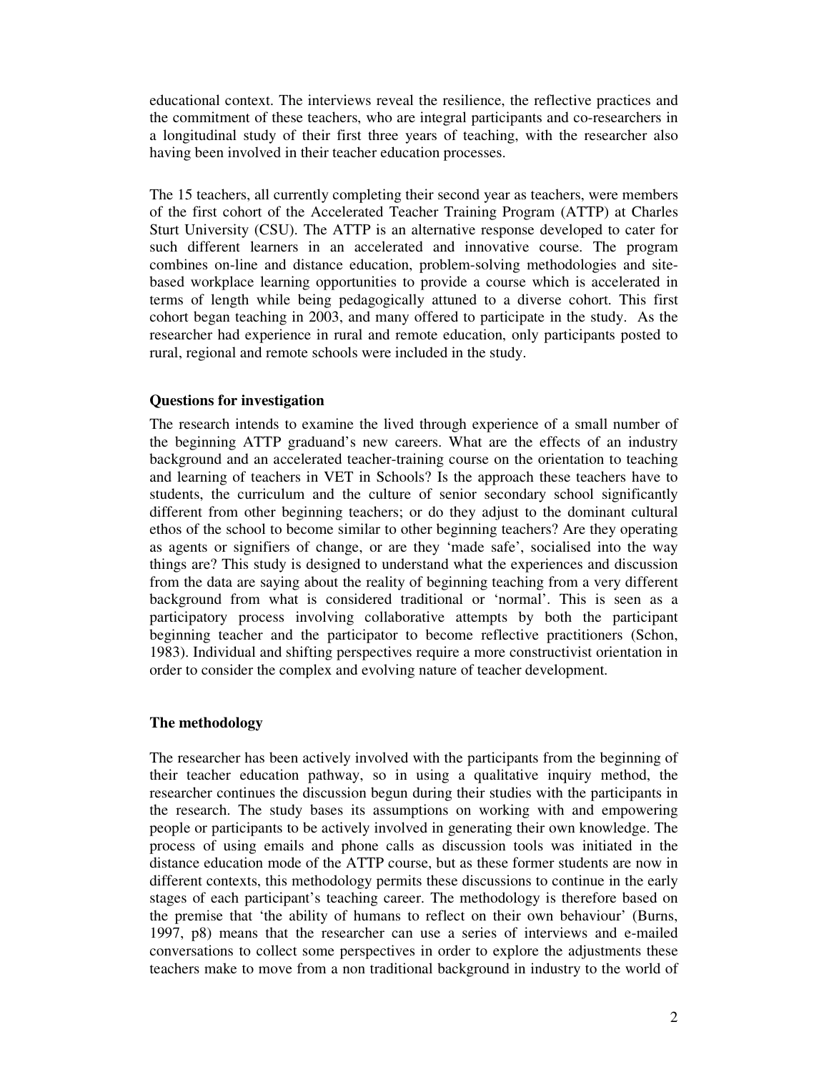educational context. The interviews reveal the resilience, the reflective practices and the commitment of these teachers, who are integral participants and co-researchers in a longitudinal study of their first three years of teaching, with the researcher also having been involved in their teacher education processes.

The 15 teachers, all currently completing their second year as teachers, were members of the first cohort of the Accelerated Teacher Training Program (ATTP) at Charles Sturt University (CSU). The ATTP is an alternative response developed to cater for such different learners in an accelerated and innovative course. The program combines on-line and distance education, problem-solving methodologies and site-based workplace learning opportunities to provide a course which is accelerated in terms of length while being pedagogically attuned to a diverse cohort. This first cohort began teaching in 2003, and many offered to participate in the study. As the researcher had experience in rural and remote education, only participants posted to rural, regional and remote schools were included in the study.

**Questions for investigation**

The research intends to examine the lived through experience of a small number of the beginning ATTP graduand's new careers. What are the effects of an industry background and an accelerated teacher-training course on the orientation to teaching and learning of teachers in VET in Schools? Is the approach these teachers have to students, the curriculum and the culture of senior secondary school significantly different from other beginning teachers; or do they adjust to the dominant cultural ethos of the school to become similar to other beginning teachers? Are they operating as agents or signifiers of change, or are they 'made safe', socialised into the way things are? This study is designed to understand what the experiences and discussion from the data are saying about the reality of beginning teaching from a very different background from what is considered traditional or 'normal'. This is seen as a participatory process involving collaborative attempts by both the participant beginning teacher and the participator to become reflective practitioners (Schon, 1983). Individual and shifting perspectives require a more constructivist orientation in order to consider the complex and evolving nature of teacher development.

**The methodology**

The researcher has been actively involved with the participants from the beginning of their teacher education pathway, so in using a qualitative inquiry method, the researcher continues the discussion begun during their studies with the participants in the research. The study bases its assumptions on working with and empowering people or participants to be actively involved in generating their own knowledge. The process of using emails and phone calls as discussion tools was initiated in the distance education mode of the ATTP course, but as these former students are now in different contexts, this methodology permits these discussions to continue in the early stages of each participant's teaching career. The methodology is therefore based on the premise that 'the ability of humans to reflect on their own behaviour' (Burns, 1997, p8) means that the researcher can use a series of interviews and e-mailed conversations to collect some perspectives in order to explore the adjustments these teachers make to move from a non traditional background in industry to the world of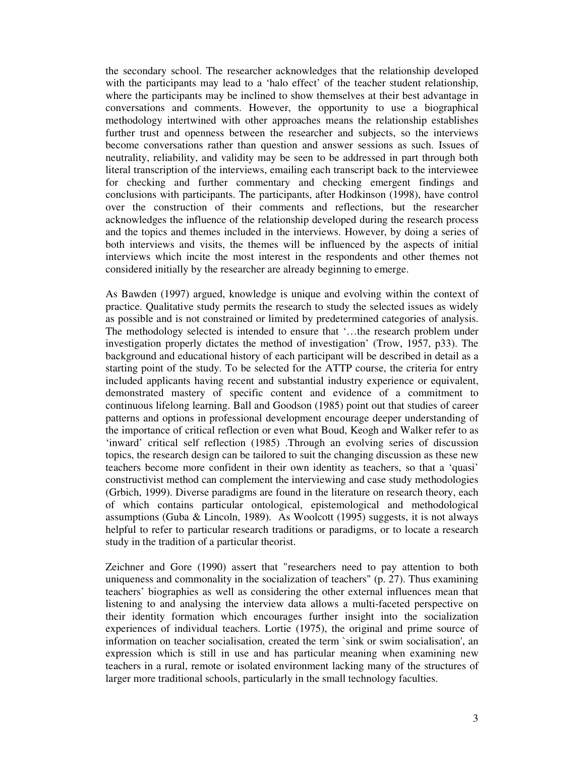the secondary school. The researcher acknowledges that the relationship developed with the participants may lead to a 'halo effect' of the teacher student relationship, where the participants may be inclined to show themselves at their best advantage in conversations and comments. However, the opportunity to use a biographical methodology intertwined with other approaches means the relationship establishes further trust and openness between the researcher and subjects, so the interviews become conversations rather than question and answer sessions as such. Issues of neutrality, reliability, and validity may be seen to be addressed in part through both literal transcription of the interviews, emailing each transcript back to the interviewee for checking and further commentary and checking emergent findings and conclusions with participants. The participants, after Hodkinson (1998), have control over the construction of their comments and reflections, but the researcher acknowledges the influence of the relationship developed during the research process and the topics and themes included in the interviews. However, by doing a series of both interviews and visits, the themes will be influenced by the aspects of initial interviews which incite the most interest in the respondents and other themes not considered initially by the researcher are already beginning to emerge.

As Bawden (1997) argued, knowledge is unique and evolving within the context of practice. Qualitative study permits the research to study the selected issues as widely as possible and is not constrained or limited by predetermined categories of analysis. The methodology selected is intended to ensure that '…the research problem under investigation properly dictates the method of investigation' (Trow, 1957, p33). The background and educational history of each participant will be described in detail as a starting point of the study. To be selected for the ATTP course, the criteria for entry included applicants having recent and substantial industry experience or equivalent, demonstrated mastery of specific content and evidence of a commitment to continuous lifelong learning. Ball and Goodson (1985) point out that studies of career patterns and options in professional development encourage deeper understanding of the importance of critical reflection or even what Boud, Keogh and Walker refer to as 'inward' critical self reflection (1985) .Through an evolving series of discussion topics, the research design can be tailored to suit the changing discussion as these new teachers become more confident in their own identity as teachers, so that a 'quasi' constructivist method can complement the interviewing and case study methodologies (Grbich, 1999). Diverse paradigms are found in the literature on research theory, each of which contains particular ontological, epistemological and methodological assumptions (Guba & Lincoln, 1989). As Woolcott (1995) suggests, it is not always helpful to refer to particular research traditions or paradigms, or to locate a research study in the tradition of a particular theorist.

Zeichner and Gore (1990) assert that "researchers need to pay attention to both uniqueness and commonality in the socialization of teachers" (p. 27). Thus examining teachers' biographies as well as considering the other external influences mean that listening to and analysing the interview data allows a multi-faceted perspective on their identity formation which encourages further insight into the socialization experiences of individual teachers. Lortie (1975), the original and prime source of information on teacher socialisation, created the term `sink or swim socialisation', an expression which is still in use and has particular meaning when examining new teachers in a rural, remote or isolated environment lacking many of the structures of larger more traditional schools, particularly in the small technology faculties.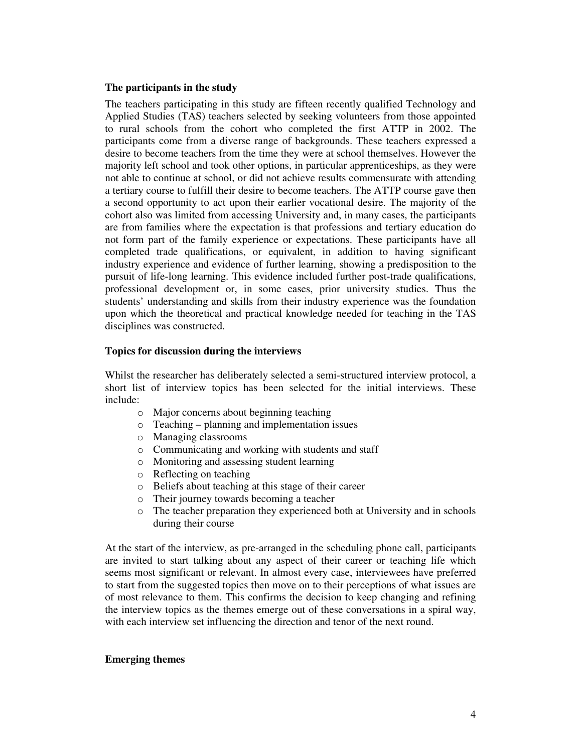**The participants in the study**

The teachers participating in this study are fifteen recently qualified Technology and Applied Studies (TAS) teachers selected by seeking volunteers from those appointed to rural schools from the cohort who completed the first ATTP in 2002. The participants come from a diverse range of backgrounds. These teachers expressed a desire to become teachers from the time they were at school themselves. However the majority left school and took other options, in particular apprenticeships, as they were not able to continue at school, or did not achieve results commensurate with attending a tertiary course to fulfill their desire to become teachers. The ATTP course gave then a second opportunity to act upon their earlier vocational desire. The majority of the cohort also was limited from accessing University and, in many cases, the participants are from families where the expectation is that professions and tertiary education do not form part of the family experience or expectations. These participants have all completed trade qualifications, or equivalent, in addition to having significant industry experience and evidence of further learning, showing a predisposition to the pursuit of life-long learning. This evidence included further post-trade qualifications, professional development or, in some cases, prior university studies. Thus the students' understanding and skills from their industry experience was the foundation upon which the theoretical and practical knowledge needed for teaching in the TAS disciplines was constructed.

**Topics for discussion during the interviews**

Whilst the researcher has deliberately selected a semi-structured interview protocol, a short list of interview topics has been selected for the initial interviews. These include:

- Major concerns about beginning teaching
- Teaching – planning and implementation issues
- Managing classrooms
- Communicating and working with students and staff
- Monitoring and assessing student learning
- Reflecting on teaching
- Beliefs about teaching at this stage of their career
- Their journey towards becoming a teacher
- The teacher preparation they experienced both at University and in schools during their course

At the start of the interview, as pre-arranged in the scheduling phone call, participants are invited to start talking about any aspect of their career or teaching life which seems most significant or relevant. In almost every case, interviewees have preferred to start from the suggested topics then move on to their perceptions of what issues are of most relevance to them. This confirms the decision to keep changing and refining the interview topics as the themes emerge out of these conversations in a spiral way, with each interview set influencing the direction and tenor of the next round.

**Emerging themes**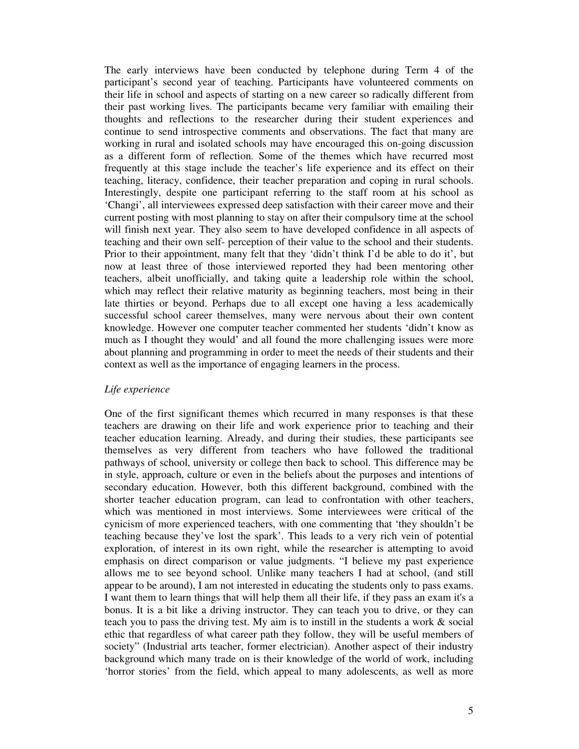The early interviews have been conducted by telephone during Term 4 of the participant's second year of teaching. Participants have volunteered comments on their life in school and aspects of starting on a new career so radically different from their past working lives. The participants became very familiar with emailing their thoughts and reflections to the researcher during their student experiences and continue to send introspective comments and observations. The fact that many are working in rural and isolated schools may have encouraged this on-going discussion as a different form of reflection. Some of the themes which have recurred most frequently at this stage include the teacher's life experience and its effect on their teaching, literacy, confidence, their teacher preparation and coping in rural schools. Interestingly, despite one participant referring to the staff room at his school as 'Changi', all interviewees expressed deep satisfaction with their career move and their current posting with most planning to stay on after their compulsory time at the school will finish next year. They also seem to have developed confidence in all aspects of teaching and their own self- perception of their value to the school and their students. Prior to their appointment, many felt that they 'didn't think I'd be able to do it', but now at least three of those interviewed reported they had been mentoring other teachers, albeit unofficially, and taking quite a leadership role within the school, which may reflect their relative maturity as beginning teachers, most being in their late thirties or beyond. Perhaps due to all except one having a less academically successful school career themselves, many were nervous about their own content knowledge. However one computer teacher commented her students 'didn't know as much as I thought they would' and all found the more challenging issues were more about planning and programming in order to meet the needs of their students and their context as well as the importance of engaging learners in the process.

*Life experience*

One of the first significant themes which recurred in many responses is that these teachers are drawing on their life and work experience prior to teaching and their teacher education learning. Already, and during their studies, these participants see themselves as very different from teachers who have followed the traditional pathways of school, university or college then back to school. This difference may be in style, approach, culture or even in the beliefs about the purposes and intentions of secondary education. However, both this different background, combined with the shorter teacher education program, can lead to confrontation with other teachers, which was mentioned in most interviews. Some interviewees were critical of the cynicism of more experienced teachers, with one commenting that 'they shouldn't be teaching because they've lost the spark'. This leads to a very rich vein of potential exploration, of interest in its own right, while the researcher is attempting to avoid emphasis on direct comparison or value judgments. "I believe my past experience allows me to see beyond school. Unlike many teachers I had at school, (and still appear to be around), I am not interested in educating the students only to pass exams. I want them to learn things that will help them all their life, if they pass an exam it's a bonus. It is a bit like a driving instructor. They can teach you to drive, or they can teach you to pass the driving test. My aim is to instill in the students a work & social ethic that regardless of what career path they follow, they will be useful members of society" (Industrial arts teacher, former electrician). Another aspect of their industry background which many trade on is their knowledge of the world of work, including 'horror stories' from the field, which appeal to many adolescents, as well as more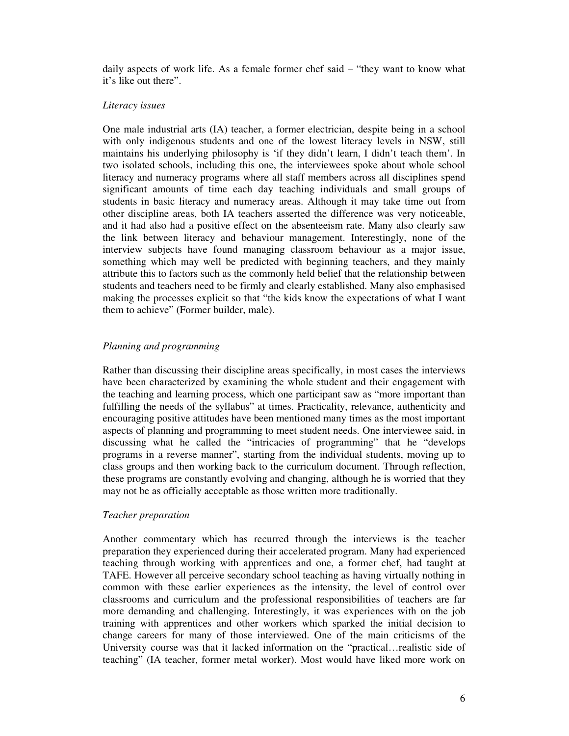daily aspects of work life. As a female former chef said – "they want to know what it's like out there".

*Literacy issues*

One male industrial arts (IA) teacher, a former electrician, despite being in a school with only indigenous students and one of the lowest literacy levels in NSW, still maintains his underlying philosophy is 'if they didn't learn, I didn't teach them'. In two isolated schools, including this one, the interviewees spoke about whole school literacy and numeracy programs where all staff members across all disciplines spend significant amounts of time each day teaching individuals and small groups of students in basic literacy and numeracy areas. Although it may take time out from other discipline areas, both IA teachers asserted the difference was very noticeable, and it had also had a positive effect on the absenteeism rate. Many also clearly saw the link between literacy and behaviour management. Interestingly, none of the interview subjects have found managing classroom behaviour as a major issue, something which may well be predicted with beginning teachers, and they mainly attribute this to factors such as the commonly held belief that the relationship between students and teachers need to be firmly and clearly established. Many also emphasised making the processes explicit so that "the kids know the expectations of what I want them to achieve" (Former builder, male).

*Planning and programming*

Rather than discussing their discipline areas specifically, in most cases the interviews have been characterized by examining the whole student and their engagement with the teaching and learning process, which one participant saw as "more important than fulfilling the needs of the syllabus" at times. Practicality, relevance, authenticity and encouraging positive attitudes have been mentioned many times as the most important aspects of planning and programming to meet student needs. One interviewee said, in discussing what he called the "intricacies of programming" that he "develops programs in a reverse manner", starting from the individual students, moving up to class groups and then working back to the curriculum document. Through reflection, these programs are constantly evolving and changing, although he is worried that they may not be as officially acceptable as those written more traditionally.

*Teacher preparation*

Another commentary which has recurred through the interviews is the teacher preparation they experienced during their accelerated program. Many had experienced teaching through working with apprentices and one, a former chef, had taught at TAFE. However all perceive secondary school teaching as having virtually nothing in common with these earlier experiences as the intensity, the level of control over classrooms and curriculum and the professional responsibilities of teachers are far more demanding and challenging. Interestingly, it was experiences with on the job training with apprentices and other workers which sparked the initial decision to change careers for many of those interviewed. One of the main criticisms of the University course was that it lacked information on the "practical…realistic side of teaching" (IA teacher, former metal worker). Most would have liked more work on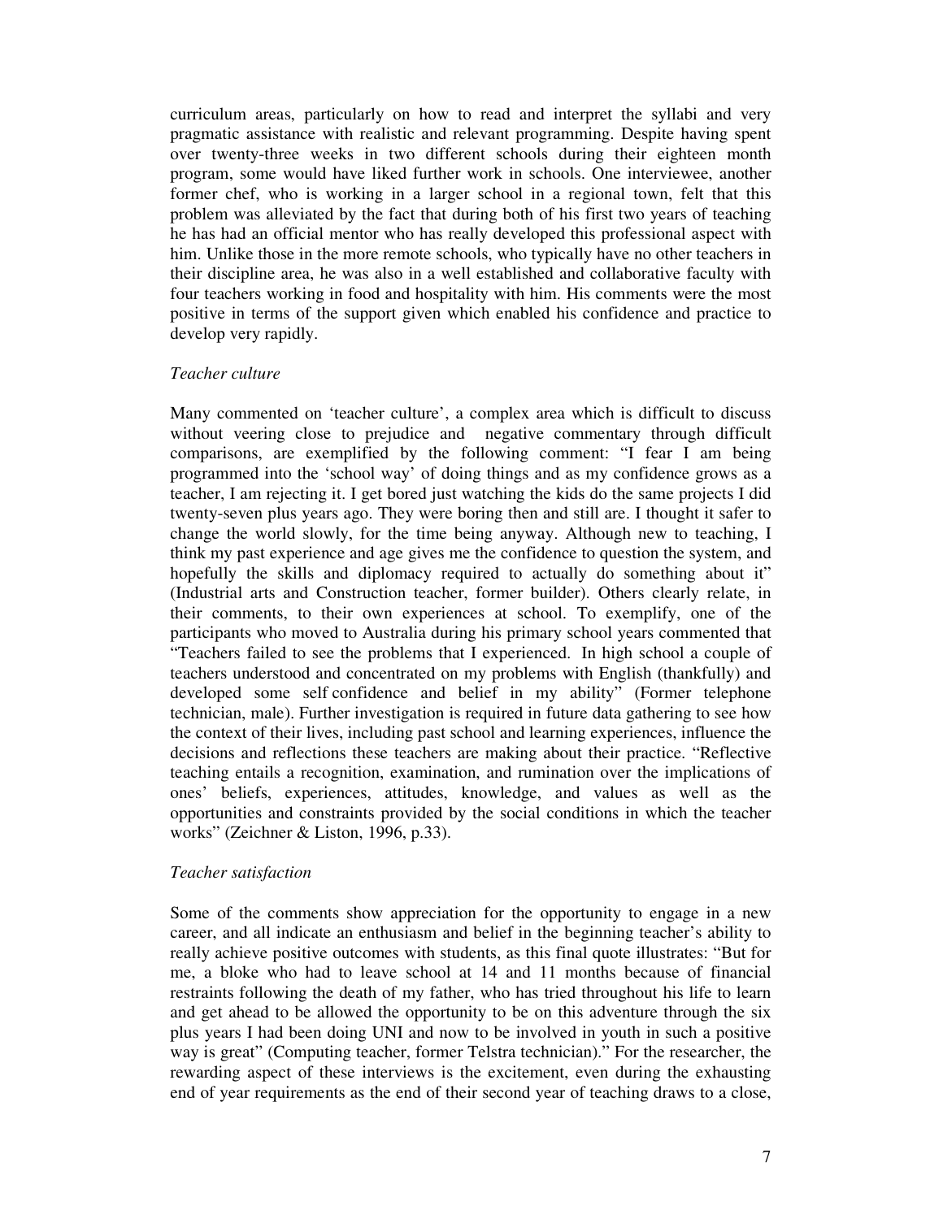curriculum areas, particularly on how to read and interpret the syllabi and very pragmatic assistance with realistic and relevant programming. Despite having spent over twenty-three weeks in two different schools during their eighteen month program, some would have liked further work in schools. One interviewee, another former chef, who is working in a larger school in a regional town, felt that this problem was alleviated by the fact that during both of his first two years of teaching he has had an official mentor who has really developed this professional aspect with him. Unlike those in the more remote schools, who typically have no other teachers in their discipline area, he was also in a well established and collaborative faculty with four teachers working in food and hospitality with him. His comments were the most positive in terms of the support given which enabled his confidence and practice to develop very rapidly.

*Teacher culture*

Many commented on 'teacher culture', a complex area which is difficult to discuss without veering close to prejudice and negative commentary through difficult comparisons, are exemplified by the following comment: "I fear I am being programmed into the 'school way' of doing things and as my confidence grows as a teacher, I am rejecting it. I get bored just watching the kids do the same projects I did twenty-seven plus years ago. They were boring then and still are. I thought it safer to change the world slowly, for the time being anyway. Although new to teaching, I think my past experience and age gives me the confidence to question the system, and hopefully the skills and diplomacy required to actually do something about it" (Industrial arts and Construction teacher, former builder). Others clearly relate, in their comments, to their own experiences at school. To exemplify, one of the participants who moved to Australia during his primary school years commented that "Teachers failed to see the problems that I experienced. In high school a couple of teachers understood and concentrated on my problems with English (thankfully) and developed some self confidence and belief in my ability" (Former telephone technician, male). Further investigation is required in future data gathering to see how the context of their lives, including past school and learning experiences, influence the decisions and reflections these teachers are making about their practice. "Reflective teaching entails a recognition, examination, and rumination over the implications of ones' beliefs, experiences, attitudes, knowledge, and values as well as the opportunities and constraints provided by the social conditions in which the teacher works" (Zeichner & Liston, 1996, p.33).

*Teacher satisfaction*

Some of the comments show appreciation for the opportunity to engage in a new career, and all indicate an enthusiasm and belief in the beginning teacher's ability to really achieve positive outcomes with students, as this final quote illustrates: "But for me, a bloke who had to leave school at 14 and 11 months because of financial restraints following the death of my father, who has tried throughout his life to learn and get ahead to be allowed the opportunity to be on this adventure through the six plus years I had been doing UNI and now to be involved in youth in such a positive way is great" (Computing teacher, former Telstra technician)." For the researcher, the rewarding aspect of these interviews is the excitement, even during the exhausting end of year requirements as the end of their second year of teaching draws to a close,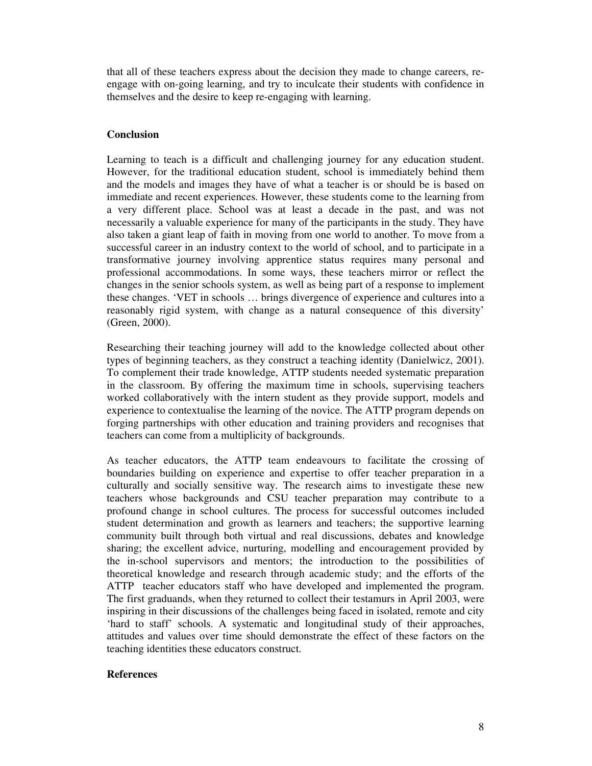that all of these teachers express about the decision they made to change careers, re-engage with on-going learning, and try to inculcate their students with confidence in themselves and the desire to keep re-engaging with learning.

## Conclusion

Learning to teach is a difficult and challenging journey for any education student. However, for the traditional education student, school is immediately behind them and the models and images they have of what a teacher is or should be is based on immediate and recent experiences. However, these students come to the learning from a very different place. School was at least a decade in the past, and was not necessarily a valuable experience for many of the participants in the study. They have also taken a giant leap of faith in moving from one world to another. To move from a successful career in an industry context to the world of school, and to participate in a transformative journey involving apprentice status requires many personal and professional accommodations. In some ways, these teachers mirror or reflect the changes in the senior schools system, as well as being part of a response to implement these changes. 'VET in schools … brings divergence of experience and cultures into a reasonably rigid system, with change as a natural consequence of this diversity' (Green, 2000).

Researching their teaching journey will add to the knowledge collected about other types of beginning teachers, as they construct a teaching identity (Danielwicz, 2001). To complement their trade knowledge, ATTP students needed systematic preparation in the classroom. By offering the maximum time in schools, supervising teachers worked collaboratively with the intern student as they provide support, models and experience to contextualise the learning of the novice. The ATTP program depends on forging partnerships with other education and training providers and recognises that teachers can come from a multiplicity of backgrounds.

As teacher educators, the ATTP team endeavours to facilitate the crossing of boundaries building on experience and expertise to offer teacher preparation in a culturally and socially sensitive way. The research aims to investigate these new teachers whose backgrounds and CSU teacher preparation may contribute to a profound change in school cultures. The process for successful outcomes included student determination and growth as learners and teachers; the supportive learning community built through both virtual and real discussions, debates and knowledge sharing; the excellent advice, nurturing, modelling and encouragement provided by the in-school supervisors and mentors; the introduction to the possibilities of theoretical knowledge and research through academic study; and the efforts of the ATTP teacher educators staff who have developed and implemented the program. The first graduands, when they returned to collect their testamurs in April 2003, were inspiring in their discussions of the challenges being faced in isolated, remote and city 'hard to staff' schools. A systematic and longitudinal study of their approaches, attitudes and values over time should demonstrate the effect of these factors on the teaching identities these educators construct.

## References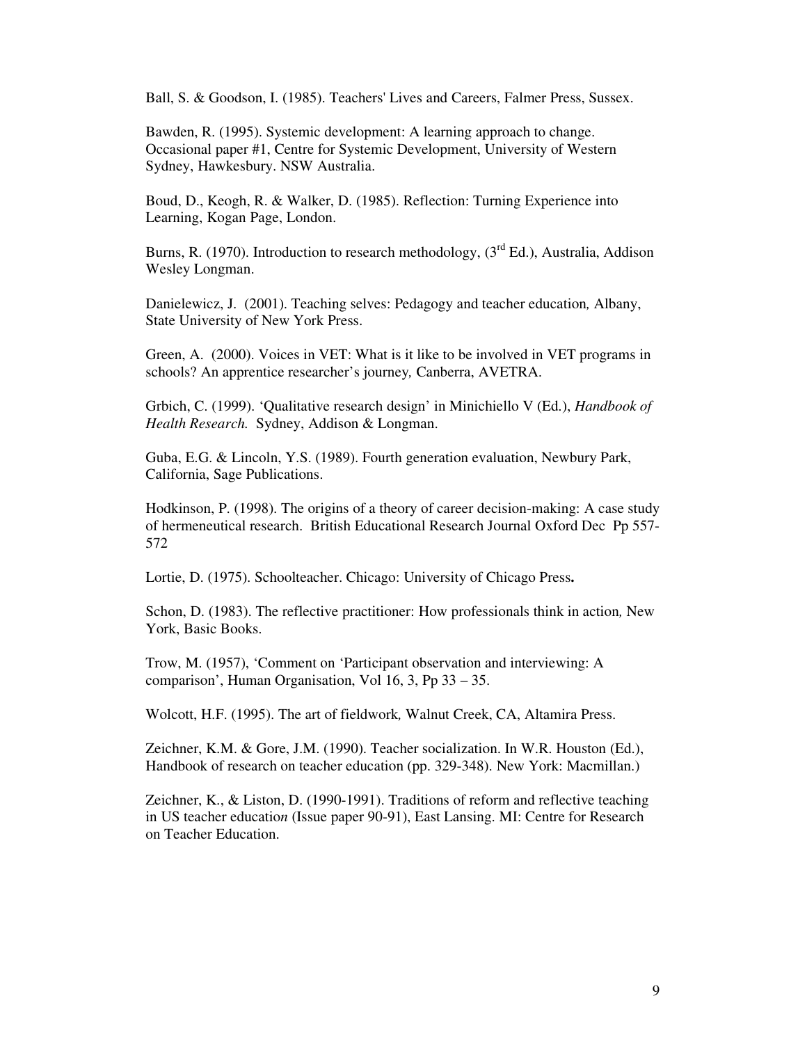Ball, S. & Goodson, I. (1985). Teachers' Lives and Careers, Falmer Press, Sussex.

Bawden, R. (1995). Systemic development: A learning approach to change. Occasional paper #1, Centre for Systemic Development, University of Western Sydney, Hawkesbury. NSW Australia.

Boud, D., Keogh, R. & Walker, D. (1985). Reflection: Turning Experience into Learning, Kogan Page, London.

Burns, R. (1970). Introduction to research methodology, (3rd Ed.), Australia, Addison Wesley Longman.

Danielewicz, J. (2001). Teaching selves: Pedagogy and teacher education*,* Albany, State University of New York Press.

Green, A. (2000). Voices in VET: What is it like to be involved in VET programs in schools? An apprentice researcher's journey*,* Canberra, AVETRA.

Grbich, C. (1999). 'Qualitative research design' in Minichiello V (Ed.), *Handbook of Health Research.* Sydney, Addison & Longman.

Guba, E.G. & Lincoln, Y.S. (1989). Fourth generation evaluation, Newbury Park, California, Sage Publications.

Hodkinson, P. (1998). The origins of a theory of career decision-making: A case study of hermeneutical research. British Educational Research Journal Oxford Dec Pp 557-572

Lortie, D. (1975). Schoolteacher. Chicago: University of Chicago Press**.**

Schon, D. (1983). The reflective practitioner: How professionals think in action*,* New York, Basic Books.

Trow, M. (1957), 'Comment on 'Participant observation and interviewing: A comparison', Human Organisation, Vol 16, 3, Pp 33 – 35.

Wolcott, H.F. (1995). The art of fieldwork*,* Walnut Creek, CA, Altamira Press.

Zeichner, K.M. & Gore, J.M. (1990). Teacher socialization. In W.R. Houston (Ed.), Handbook of research on teacher education (pp. 329-348). New York: Macmillan.)

Zeichner, K., & Liston, D. (1990-1991). Traditions of reform and reflective teaching in US teacher educatio*n* (Issue paper 90-91), East Lansing. MI: Centre for Research on Teacher Education.